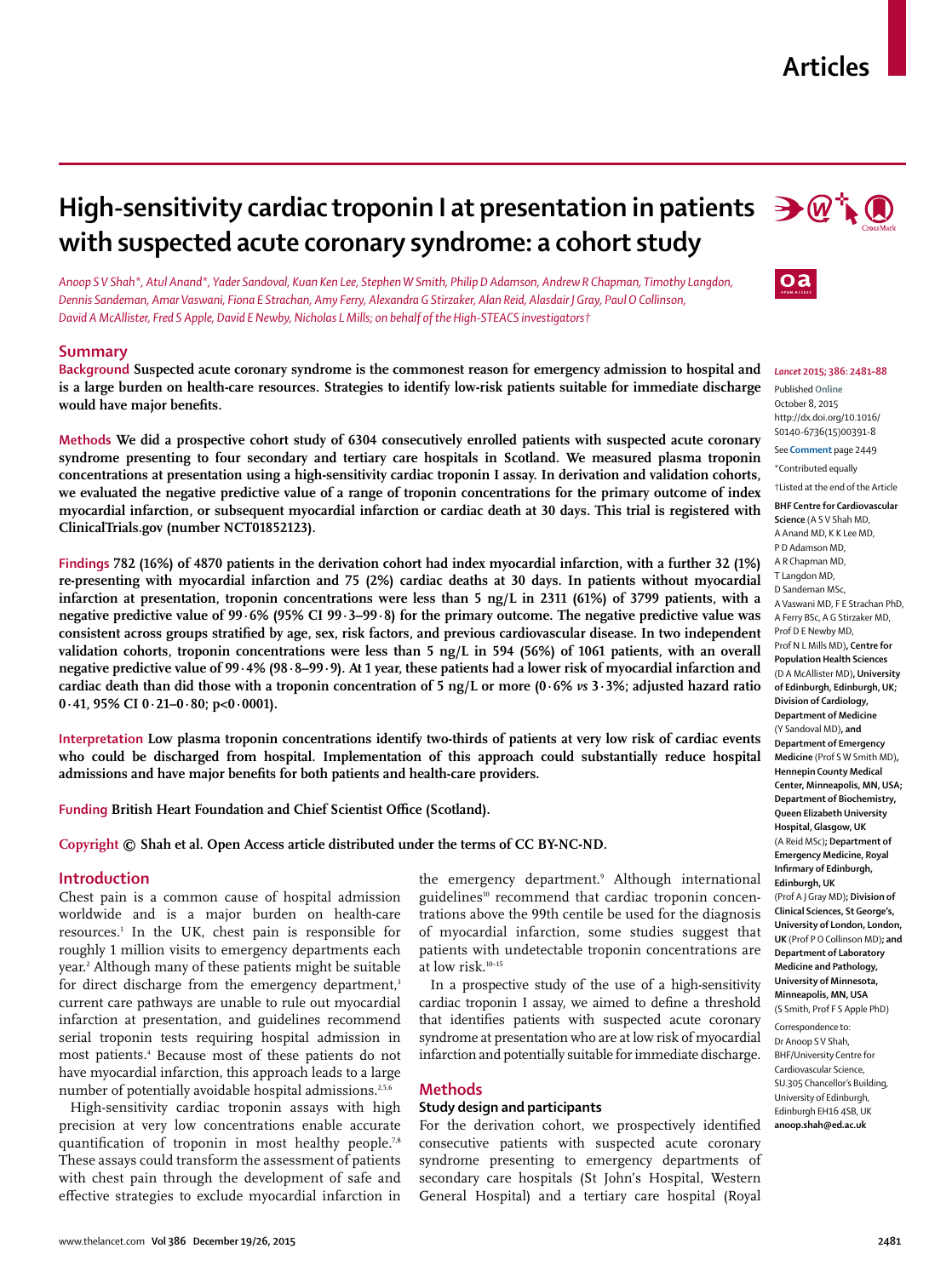# High-sensitivity cardiac troponin I at presentation in patients with suspected acute coronary syndrome: a cohort study

*Anoop S V Shah\*, Atul Anand\*, Yader Sandoval, Kuan Ken Lee, Stephen W Smith, Philip D Adamson, Andrew R Chapman, Timothy Langdon, Dennis Sandeman, Amar Vaswani, Fiona E Strachan, Amy Ferry, Alexandra G Stirzaker, Alan Reid, Alasdair J Gray, Paul O Collinson, David A McAllister, Fred S Apple, David E Newby, Nicholas L Mills; on behalf of the High-STEACS investigators†*

## Summary

**Background** Suspected acute coronary syndrome is the commonest reason for emergency admission to hospital and is a large burden on health-care resources. Strategies to identify low-risk patients suitable for immediate discharge would have major benefits.

**Methods** We did a prospective cohort study of 6304 consecutively enrolled patients with suspected acute coronary syndrome presenting to four secondary and tertiary care hospitals in Scotland. We measured plasma troponin concentrations at presentation using a high-sensitivity cardiac troponin I assay. In derivation and validation cohorts, we evaluated the negative predictive value of a range of troponin concentrations for the primary outcome of index myocardial infarction, or subsequent myocardial infarction or cardiac death at 30 days. This trial is registered with ClinicalTrials.gov (number NCT01852123).

**Findings** 782 (16%) of 4870 patients in the derivation cohort had index myocardial infarction, with a further 32 (1%) re-presenting with myocardial infarction and 75 (2%) cardiac deaths at 30 days. In patients without myocardial infarction at presentation, troponin concentrations were less than 5 ng/L in 2311 (61%) of 3799 patients, with a negative predictive value of 99·6% (95% CI 99·3–99·8) for the primary outcome. The negative predictive value was consistent across groups stratified by age, sex, risk factors, and previous cardiovascular disease. In two independent validation cohorts, troponin concentrations were less than 5 ng/L in 594 (56%) of 1061 patients, with an overall negative predictive value of 99·4% (98·8–99·9). At 1 year, these patients had a lower risk of myocardial infarction and cardiac death than did those with a troponin concentration of 5 ng/L or more (0·6% *vs* 3·3%; adjusted hazard ratio 0·41, 95% CI 0·21–0·80; p<0·0001).

**Interpretation** Low plasma troponin concentrations identify two-thirds of patients at very low risk of cardiac events who could be discharged from hospital. Implementation of this approach could substantially reduce hospital admissions and have major benefits for both patients and health-care providers.

**Funding** British Heart Foundation and Chief Scientist Office (Scotland).

**Copyright** © Shah et al. Open Access article distributed under the terms of CC BY-NC-ND.

*Lancet* 2015; 386: 2481–88

Published Online October 8, 2015 http://dx.doi.org/10.1016/S0140-6736(15)00391-8

See Comment page 2449

\*Contributed equally

†Listed at the end of the Article

**BHF Centre for Cardiovascular Science** (A S V Shah MD, A Anand MD, K K Lee MD, P D Adamson MD, A R Chapman MD, T Langdon MD, D Sandeman MSc, A Vaswani MD, F E Strachan PhD, A Ferry BSc, A G Stirzaker MD, Prof D E Newby MD, Prof N L Mills MD), **Centre for Population Health Sciences** (D A McAllister MD), **University of Edinburgh, Edinburgh, UK; Division of Cardiology, Department of Medicine** (Y Sandoval MD), **and Department of Emergency Medicine** (Prof S W Smith MD), **Hennepin County Medical Center, Minneapolis, MN, USA; Department of Biochemistry, Queen Elizabeth University Hospital, Glasgow, UK** (A Reid MSc); **Department of Emergency Medicine, Royal Infirmary of Edinburgh, Edinburgh, UK** (Prof A J Gray MD); **Division of Clinical Sciences, St George's, University of London, London, UK** (Prof P O Collinson MD); **and Department of Laboratory Medicine and Pathology, University of Minnesota, Minneapolis, MN, USA** (S Smith, Prof F S Apple PhD)

Correspondence to: Dr Anoop S V Shah, BHF/University Centre for Cardiovascular Science, SU.305 Chancellor's Building, University of Edinburgh, Edinburgh EH16 4SB, UK **anoop.shah@ed.ac.uk**

## Introduction

Chest pain is a common cause of hospital admission worldwide and is a major burden on health-care resources.[1] In the UK, chest pain is responsible for roughly 1 million visits to emergency departments each year.[2] Although many of these patients might be suitable for direct discharge from the emergency department,[3] current care pathways are unable to rule out myocardial infarction at presentation, and guidelines recommend serial troponin tests requiring hospital admission in most patients.[4] Because most of these patients do not have myocardial infarction, this approach leads to a large number of potentially avoidable hospital admissions.[2,5,6]

High-sensitivity cardiac troponin assays with high precision at very low concentrations enable accurate quantification of troponin in most healthy people.[7,8] These assays could transform the assessment of patients with chest pain through the development of safe and effective strategies to exclude myocardial infarction in the emergency department.[9] Although international guidelines[10] recommend that cardiac troponin concentrations above the 99th centile be used for the diagnosis of myocardial infarction, some studies suggest that patients with undetectable troponin concentrations are at low risk.[10–15]

In a prospective study of the use of a high-sensitivity cardiac troponin I assay, we aimed to define a threshold that identifies patients with suspected acute coronary syndrome at presentation who are at low risk of myocardial infarction and potentially suitable for immediate discharge.

## Methods

### Study design and participants

For the derivation cohort, we prospectively identified consecutive patients with suspected acute coronary syndrome presenting to emergency departments of secondary care hospitals (St John's Hospital, Western General Hospital) and a tertiary care hospital (Royal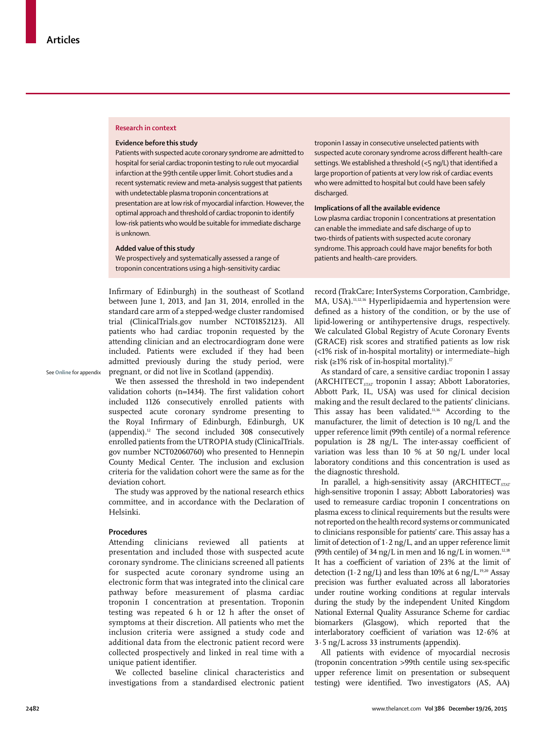## Research in context

### Evidence before this study

Patients with suspected acute coronary syndrome are admitted to hospital for serial cardiac troponin testing to rule out myocardial infarction at the 99th centile upper limit. Cohort studies and a recent systematic review and meta-analysis suggest that patients with undetectable plasma troponin concentrations at presentation are at low risk of myocardial infarction. However, the optimal approach and threshold of cardiac troponin to identify low-risk patients who would be suitable for immediate discharge is unknown.

### Added value of this study

We prospectively and systematically assessed a range of troponin concentrations using a high-sensitivity cardiac troponin I assay in consecutive unselected patients with suspected acute coronary syndrome across different health-care settings. We established a threshold (<5 ng/L) that identified a large proportion of patients at very low risk of cardiac events who were admitted to hospital but could have been safely discharged.

### Implications of all the available evidence

Low plasma cardiac troponin I concentrations at presentation can enable the immediate and safe discharge of up to two-thirds of patients with suspected acute coronary syndrome. This approach could have major benefits for both patients and health-care providers.

Infirmary of Edinburgh) in the southeast of Scotland between June 1, 2013, and Jan 31, 2014, enrolled in the standard care arm of a stepped-wedge cluster randomised trial (ClinicalTrials.gov number NCT01852123). All patients who had cardiac troponin requested by the attending clinician and an electrocardiogram done were included. Patients were excluded if they had been admitted previously during the study period, were pregnant, or did not live in Scotland (appendix).

See **Online** for appendix

We then assessed the threshold in two independent validation cohorts (n=1434). The first validation cohort included 1126 consecutively enrolled patients with suspected acute coronary syndrome presenting to the Royal Infirmary of Edinburgh, Edinburgh, UK (appendix).[12] The second included 308 consecutively enrolled patients from the UTROPIA study (ClinicalTrials.gov number NCT02060760) who presented to Hennepin County Medical Center. The inclusion and exclusion criteria for the validation cohort were the same as for the deviation cohort.

The study was approved by the national research ethics committee, and in accordance with the Declaration of Helsinki.

### Procedures

Attending clinicians reviewed all patients at presentation and included those with suspected acute coronary syndrome. The clinicians screened all patients for suspected acute coronary syndrome using an electronic form that was integrated into the clinical care pathway before measurement of plasma cardiac troponin I concentration at presentation. Troponin testing was repeated 6 h or 12 h after the onset of symptoms at their discretion. All patients who met the inclusion criteria were assigned a study code and additional data from the electronic patient record were collected prospectively and linked in real time with a unique patient identifier.

We collected baseline clinical characteristics and investigations from a standardised electronic patient record (TrakCare; InterSystems Corporation, Cambridge, MA, USA).[11,12,16] Hyperlipidaemia and hypertension were defined as a history of the condition, or by the use of lipid-lowering or antihypertensive drugs, respectively. We calculated Global Registry of Acute Coronary Events (GRACE) risk scores and stratified patients as low risk (<1% risk of in-hospital mortality) or intermediate–high risk (≥1% risk of in-hospital mortality).[17]

As standard of care, a sensitive cardiac troponin I assay (ARCHITECT$_{STAT}$ troponin I assay; Abbott Laboratories, Abbott Park, IL, USA) was used for clinical decision making and the result declared to the patients' clinicians. This assay has been validated.[11,16] According to the manufacturer, the limit of detection is 10 ng/L and the upper reference limit (99th centile) of a normal reference population is 28 ng/L. The inter-assay coefficient of variation was less than 10 % at 50 ng/L under local laboratory conditions and this concentration is used as the diagnostic threshold.

In parallel, a high-sensitivity assay (ARCHITECT$_{STAT}$ high-sensitive troponin I assay; Abbott Laboratories) was used to remeasure cardiac troponin I concentrations on plasma excess to clinical requirements but the results were not reported on the health record systems or communicated to clinicians responsible for patients' care. This assay has a limit of detection of 1·2 ng/L, and an upper reference limit (99th centile) of 34 ng/L in men and 16 ng/L in women.[12,18] It has a coefficient of variation of 23% at the limit of detection (1·2 ng/L) and less than 10% at 6 ng/L.[19,20] Assay precision was further evaluated across all laboratories under routine working conditions at regular intervals during the study by the independent United Kingdom National External Quality Assurance Scheme for cardiac biomarkers (Glasgow), which reported that the interlaboratory coefficient of variation was 12·6% at 3·5 ng/L across 33 instruments (appendix).

All patients with evidence of myocardial necrosis (troponin concentration >99th centile using sex-specific upper reference limit on presentation or subsequent testing) were identified. Two investigators (AS, AA)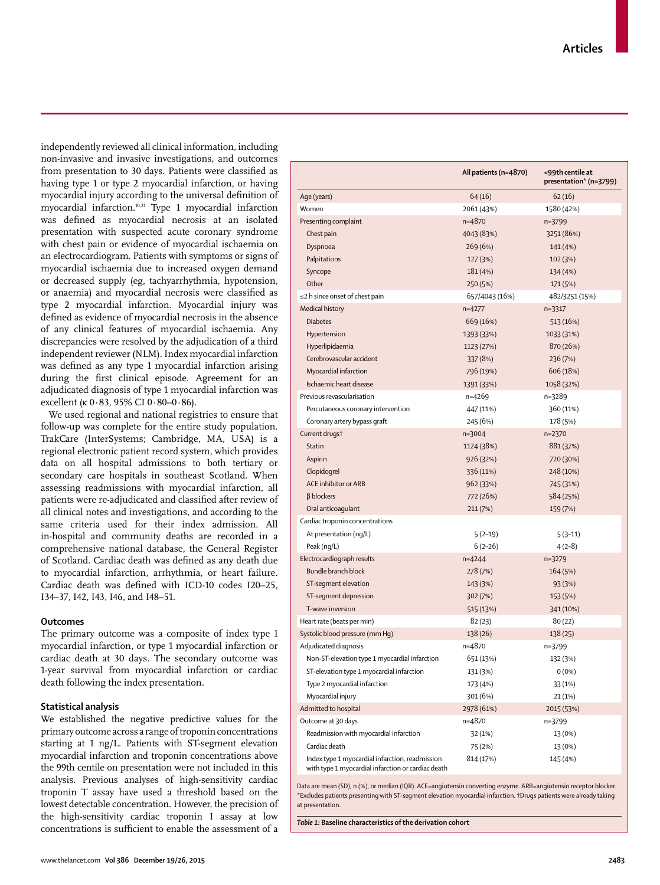independently reviewed all clinical information, including non-invasive and invasive investigations, and outcomes from presentation to 30 days. Patients were classified as having type 1 or type 2 myocardial infarction, or having myocardial injury according to the universal definition of myocardial infarction.[10,21] Type 1 myocardial infarction was defined as myocardial necrosis at an isolated presentation with suspected acute coronary syndrome with chest pain or evidence of myocardial ischaemia on an electrocardiogram. Patients with symptoms or signs of myocardial ischaemia due to increased oxygen demand or decreased supply (eg, tachyarrhythmia, hypotension, or anaemia) and myocardial necrosis were classified as type 2 myocardial infarction. Myocardial injury was defined as evidence of myocardial necrosis in the absence of any clinical features of myocardial ischaemia. Any discrepancies were resolved by the adjudication of a third independent reviewer (NLM). Index myocardial infarction was defined as any type 1 myocardial infarction arising during the first clinical episode. Agreement for an adjudicated diagnosis of type 1 myocardial infarction was excellent (κ 0·83, 95% CI 0·80–0·86).

We used regional and national registries to ensure that follow-up was complete for the entire study population. TrakCare (InterSystems; Cambridge, MA, USA) is a regional electronic patient record system, which provides data on all hospital admissions to both tertiary or secondary care hospitals in southeast Scotland. When assessing readmissions with myocardial infarction, all patients were re-adjudicated and classified after review of all clinical notes and investigations, and according to the same criteria used for their index admission. All in-hospital and community deaths are recorded in a comprehensive national database, the General Register of Scotland. Cardiac death was defined as any death due to myocardial infarction, arrhythmia, or heart failure. Cardiac death was defined with ICD-10 codes I20–25, I34–37, I42, I43, I46, and I48–51.

## Outcomes

The primary outcome was a composite of index type 1 myocardial infarction, or type 1 myocardial infarction or cardiac death at 30 days. The secondary outcome was 1-year survival from myocardial infarction or cardiac death following the index presentation.

## Statistical analysis

We established the negative predictive values for the primary outcome across a range of troponin concentrations starting at 1 ng/L. Patients with ST-segment elevation myocardial infarction and troponin concentrations above the 99th centile on presentation were not included in this analysis. Previous analyses of high-sensitivity cardiac troponin T assay have used a threshold based on the lowest detectable concentration. However, the precision of the high-sensitivity cardiac troponin I assay at low concentrations is sufficient to enable the assessment of a

| | All patients (n=4870) | <99th centile at presentation* (n=3799) |
|---|---|---|
| Age (years) | 64 (16) | 62 (16) |
| Women | 2061 (43%) | 1580 (42%) |
| Presenting complaint | n=4870 | n=3799 |
| Chest pain | 4043 (83%) | 3251 (86%) |
| Dyspnoea | 269 (6%) | 141 (4%) |
| Palpitations | 127 (3%) | 102 (3%) |
| Syncope | 181 (4%) | 134 (4%) |
| Other | 250 (5%) | 171 (5%) |
| ≤2 h since onset of chest pain | 657/4043 (16%) | 482/3251 (15%) |
| Medical history | n=4277 | n=3317 |
| Diabetes | 669 (16%) | 513 (16%) |
| Hypertension | 1393 (33%) | 1033 (31%) |
| Hyperlipidaemia | 1123 (27%) | 870 (26%) |
| Cerebrovascular accident | 337 (8%) | 236 (7%) |
| Myocardial infarction | 796 (19%) | 606 (18%) |
| Ischaemic heart disease | 1391 (33%) | 1058 (32%) |
| Previous revascularisation | n=4269 | n=3289 |
| Percutaneous coronary intervention | 447 (11%) | 360 (11%) |
| Coronary artery bypass graft | 245 (6%) | 178 (5%) |
| Current drugs† | n=3004 | n=2370 |
| Statin | 1124 (38%) | 881 (37%) |
| Aspirin | 926 (32%) | 720 (30%) |
| Clopidogrel | 336 (11%) | 248 (10%) |
| ACE inhibitor or ARB | 962 (33%) | 745 (31%) |
| β blockers | 772 (26%) | 584 (25%) |
| Oral anticoagulant | 211 (7%) | 159 (7%) |
| Cardiac troponin concentrations | | |
| At presentation (ng/L) | 5 (2–19) | 5 (3–11) |
| Peak (ng/L) | 6 (2–26) | 4 (2–8) |
| Electrocardiograph results | n=4244 | n=3279 |
| Bundle branch block | 278 (7%) | 164 (5%) |
| ST-segment elevation | 143 (3%) | 93 (3%) |
| ST-segment depression | 302 (7%) | 153 (5%) |
| T-wave inversion | 515 (13%) | 341 (10%) |
| Heart rate (beats per min) | 82 (23) | 80 (22) |
| Systolic blood pressure (mm Hg) | 138 (26) | 138 (25) |
| Adjudicated diagnosis | n=4870 | n=3799 |
| Non-ST-elevation type 1 myocardial infarction | 651 (13%) | 132 (3%) |
| ST-elevation type 1 myocardial infarction | 131 (3%) | 0 (0%) |
| Type 2 myocardial infarction | 173 (4%) | 33 (1%) |
| Myocardial injury | 301 (6%) | 21 (1%) |
| Admitted to hospital | 2978 (61%) | 2015 (53%) |
| Outcome at 30 days | n=4870 | n=3799 |
| Readmission with myocardial infarction | 32 (1%) | 13 (0%) |
| Cardiac death | 75 (2%) | 13 (0%) |
| Index type 1 myocardial infarction, readmission with type 1 myocardial infarction or cardiac death | 814 (17%) | 145 (4%) |

Data are mean (SD), n (%), or median (IQR). ACE=angiotensin converting enzyme. ARB=angiotensin receptor blocker. *Excludes patients presenting with ST-segment elevation myocardial infarction. †Drugs patients were already taking at presentation.

*Table 1:* **Baseline characteristics of the derivation cohort**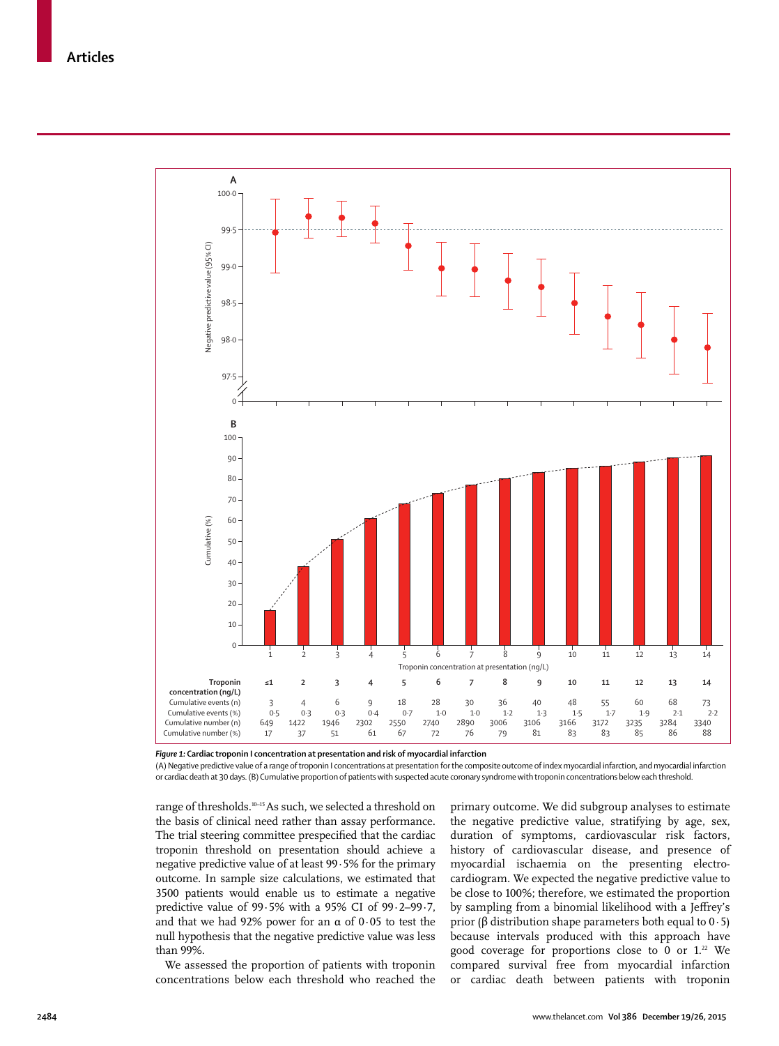| Troponin concentration (ng/L) | ≤1 | 2 | 3 | 4 | 5 | 6 | 7 | 8 | 9 | 10 | 11 | 12 | 13 | 14 |
|---|---|---|---|---|---|---|---|---|---|---|---|---|---|---|
| Cumulative events (n) | 3 | 4 | 6 | 9 | 18 | 28 | 30 | 36 | 40 | 48 | 55 | 60 | 68 | 73 |
| Cumulative events (%) | 0·5 | 0·3 | 0·3 | 0·4 | 0·7 | 1·0 | 1·0 | 1·2 | 1·3 | 1·5 | 1·7 | 1·9 | 2·1 | 2·2 |
| Cumulative number (n) | 649 | 1422 | 1946 | 2302 | 2550 | 2740 | 2890 | 3006 | 3106 | 3166 | 3172 | 3235 | 3284 | 3340 |
| Cumulative number (%) | 17 | 37 | 51 | 61 | 67 | 72 | 76 | 79 | 81 | 83 | 83 | 85 | 86 | 88 |

*Figure 1:* **Cardiac troponin I concentration at presentation and risk of myocardial infarction**

(A) Negative predictive value of a range of troponin I concentrations at presentation for the composite outcome of index myocardial infarction, and myocardial infarction or cardiac death at 30 days. (B) Cumulative proportion of patients with suspected acute coronary syndrome with troponin concentrations below each threshold.

range of thresholds.[10–15] As such, we selected a threshold on the basis of clinical need rather than assay performance. The trial steering committee prespecified that the cardiac troponin threshold on presentation should achieve a negative predictive value of at least 99·5% for the primary outcome. In sample size calculations, we estimated that 3500 patients would enable us to estimate a negative predictive value of 99·5% with a 95% CI of 99·2–99·7, and that we had 92% power for an $\alpha$ of 0·05 to test the null hypothesis that the negative predictive value was less than 99%.

We assessed the proportion of patients with troponin concentrations below each threshold who reached the primary outcome. We did subgroup analyses to estimate the negative predictive value, stratifying by age, sex, duration of symptoms, cardiovascular risk factors, history of cardiovascular disease, and presence of myocardial ischaemia on the presenting electrocardiogram. We expected the negative predictive value to be close to 100%; therefore, we estimated the proportion by sampling from a binomial likelihood with a Jeffrey's prior ($\beta$ distribution shape parameters both equal to 0·5) because intervals produced with this approach have good coverage for proportions close to 0 or 1.[22] We compared survival free from myocardial infarction or cardiac death between patients with troponin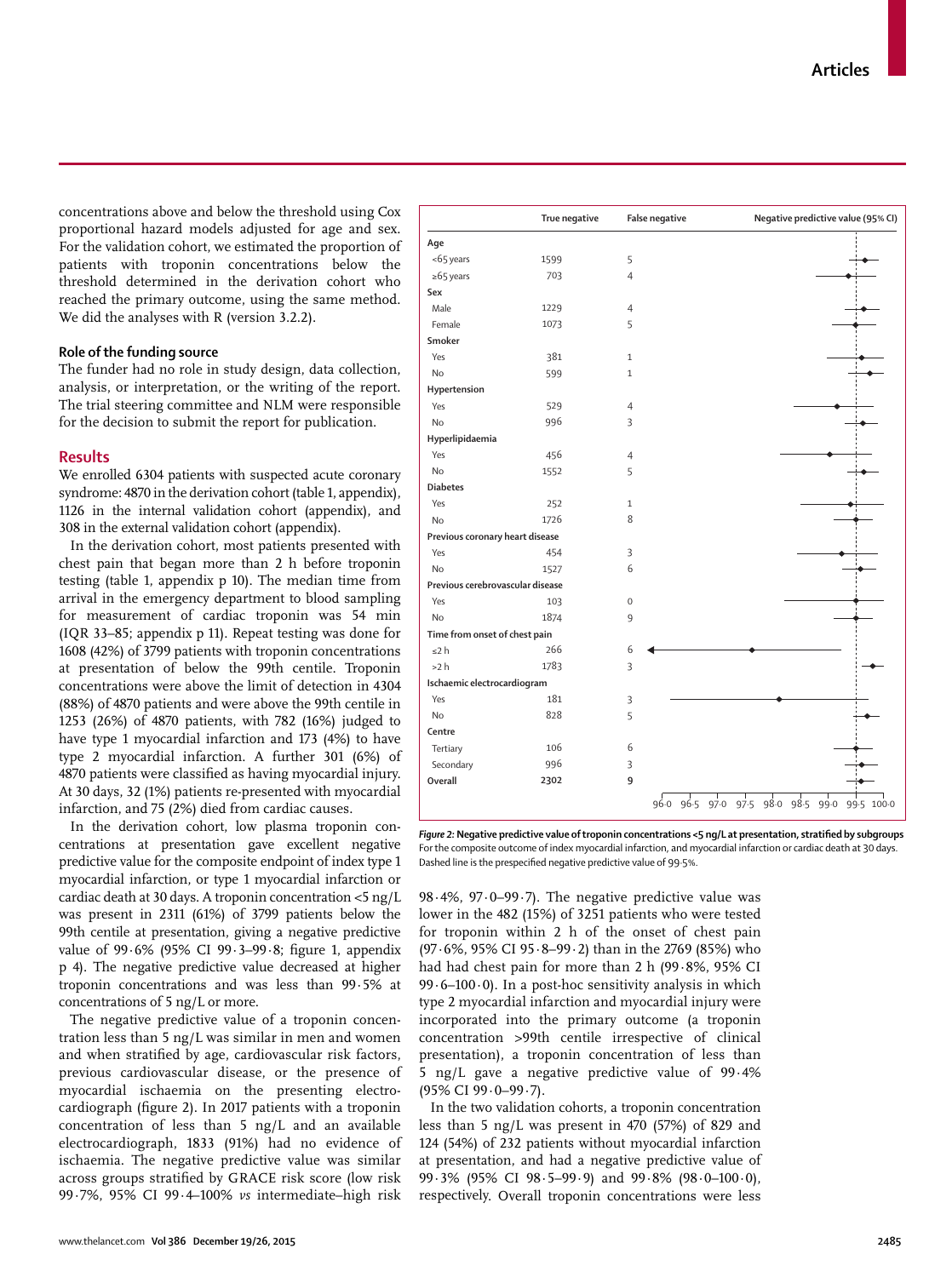concentrations above and below the threshold using Cox proportional hazard models adjusted for age and sex. For the validation cohort, we estimated the proportion of patients with troponin concentrations below the threshold determined in the derivation cohort who reached the primary outcome, using the same method. We did the analyses with R (version 3.2.2).

### Role of the funding source

The funder had no role in study design, data collection, analysis, or interpretation, or the writing of the report. The trial steering committee and NLM were responsible for the decision to submit the report for publication.

## Results

We enrolled 6304 patients with suspected acute coronary syndrome: 4870 in the derivation cohort (table 1, appendix), 1126 in the internal validation cohort (appendix), and 308 in the external validation cohort (appendix).

In the derivation cohort, most patients presented with chest pain that began more than 2 h before troponin testing (table 1, appendix p 10). The median time from arrival in the emergency department to blood sampling for measurement of cardiac troponin was 54 min (IQR 33–85; appendix p 11). Repeat testing was done for 1608 (42%) of 3799 patients with troponin concentrations at presentation of below the 99th centile. Troponin concentrations were above the limit of detection in 4304 (88%) of 4870 patients and were above the 99th centile in 1253 (26%) of 4870 patients, with 782 (16%) judged to have type 1 myocardial infarction and 173 (4%) to have type 2 myocardial infarction. A further 301 (6%) of 4870 patients were classified as having myocardial injury. At 30 days, 32 (1%) patients re-presented with myocardial infarction, and 75 (2%) died from cardiac causes.

In the derivation cohort, low plasma troponin concentrations at presentation gave excellent negative predictive value for the composite endpoint of index type 1 myocardial infarction, or type 1 myocardial infarction or cardiac death at 30 days. A troponin concentration <5 ng/L was present in 2311 (61%) of 3799 patients below the 99th centile at presentation, giving a negative predictive value of 99·6% (95% CI 99·3–99·8; figure 1, appendix p 4). The negative predictive value decreased at higher troponin concentrations and was less than 99·5% at concentrations of 5 ng/L or more.

The negative predictive value of a troponin concentration less than 5 ng/L was similar in men and women and when stratified by age, cardiovascular risk factors, previous cardiovascular disease, or the presence of myocardial ischaemia on the presenting electrocardiograph (figure 2). In 2017 patients with a troponin concentration of less than 5 ng/L and an available electrocardiograph, 1833 (91%) had no evidence of ischaemia. The negative predictive value was similar across groups stratified by GRACE risk score (low risk 99·7%, 95% CI 99·4–100% *vs* intermediate–high risk 98·4%, 97·0–99·7). The negative predictive value was lower in the 482 (15%) of 3251 patients who were tested for troponin within 2 h of the onset of chest pain (97·6%, 95% CI 95·8–99·2) than in the 2769 (85%) who had had chest pain for more than 2 h (99·8%, 95% CI 99·6–100·0). In a post-hoc sensitivity analysis in which type 2 myocardial infarction and myocardial injury were incorporated into the primary outcome (a troponin concentration >99th centile irrespective of clinical presentation), a troponin concentration of less than 5 ng/L gave a negative predictive value of 99·4% (95% CI 99·0–99·7).

In the two validation cohorts, a troponin concentration less than 5 ng/L was present in 470 (57%) of 829 and 124 (54%) of 232 patients without myocardial infarction at presentation, and had a negative predictive value of 99·3% (95% CI 98·5–99·9) and 99·8% (98·0–100·0), respectively. Overall troponin concentrations were less

| | True negative | False negative | Negative predictive value (95% CI) |
|---|---|---|---|
| **Age** | | | |
| <65 years | 1599 | 5 | |
| ≥65 years | 703 | 4 | |
| **Sex** | | | |
| Male | 1229 | 4 | |
| Female | 1073 | 5 | |
| **Smoker** | | | |
| Yes | 381 | 1 | |
| No | 599 | 1 | |
| **Hypertension** | | | |
| Yes | 529 | 4 | |
| No | 996 | 3 | |
| **Hyperlipidaemia** | | | |
| Yes | 456 | 4 | |
| No | 1552 | 5 | |
| **Diabetes** | | | |
| Yes | 252 | 1 | |
| No | 1726 | 8 | |
| **Previous coronary heart disease** | | | |
| Yes | 454 | 3 | |
| No | 1527 | 6 | |
| **Previous cerebrovascular disease** | | | |
| Yes | 103 | 0 | |
| No | 1874 | 9 | |
| **Time from onset of chest pain** | | | |
| ≤2 h | 266 | 6 | |
| >2 h | 1783 | 3 | |
| **Ischaemic electrocardiogram** | | | |
| Yes | 181 | 3 | |
| No | 828 | 5 | |
| **Centre** | | | |
| Tertiary | 106 | 6 | |
| Secondary | 996 | 3 | |
| **Overall** | **2302** | **9** | |

*Figure 2:* **Negative predictive value of troponin concentrations <5 ng/L at presentation, stratified by subgroups**
For the composite outcome of index myocardial infarction, and myocardial infarction or cardiac death at 30 days. Dashed line is the prespecified negative predictive value of 99·5%.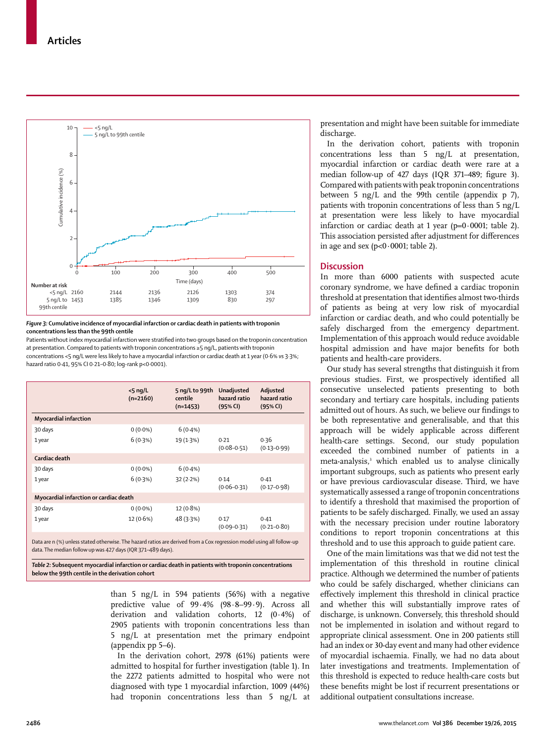Figure 3: Cumulative incidence of myocardial infarction or cardiac death in patients with troponin concentrations less than the 99th centile

Patients without index myocardial infarction were stratified into two groups based on the troponin concentration at presentation. Compared to patients with troponin concentrations ≥5 ng/L, patients with troponin concentrations <5 ng/L were less likely to have a myocardial infarction or cardiac death at 1 year (0·6% *vs* 3·3%; hazard ratio 0·41, 95% CI 0·21–0·80; log-rank p<0·0001).

| | <5 ng/L (n=2160) | 5 ng/L to 99th centile (n=1453) | Unadjusted hazard ratio (95% CI) | Adjusted hazard ratio (95% CI) |
|---|---|---|---|---|
| **Myocardial infarction** | | | | |
| 30 days | 0 (0·0%) | 6 (0·4%) | | |
| 1 year | 6 (0·3%) | 19 (1·3%) | 0·21 (0·08–0·51) | 0·36 (0·13–0·99) |
| **Cardiac death** | | | | |
| 30 days | 0 (0·0%) | 6 (0·4%) | | |
| 1 year | 6 (0·3%) | 32 (2·2%) | 0·14 (0·06–0·31) | 0·41 (0·17–0·98) |
| **Myocardial infarction or cardiac death** | | | | |
| 30 days | 0 (0·0%) | 12 (0·8%) | | |
| 1 year | 12 (0·6%) | 48 (3·3%) | 0·17 (0·09–0·31) | 0·41 (0·21–0·80) |

Data are n (%) unless stated otherwise. The hazard ratios are derived from a Cox regression model using all follow-up data. The median follow up was 427 days (IQR 371–489 days).

Table 2: Subsequent myocardial infarction or cardiac death in patients with troponin concentrations below the 99th centile in the derivation cohort

than 5 ng/L in 594 patients (56%) with a negative predictive value of 99·4% (98·8–99·9). Across all derivation and validation cohorts, 12 (0·4%) of 2905 patients with troponin concentrations less than 5 ng/L at presentation met the primary endpoint (appendix pp 5–6).

In the derivation cohort, 2978 (61%) patients were admitted to hospital for further investigation (table 1). In the 2272 patients admitted to hospital who were not diagnosed with type 1 myocardial infarction, 1009 (44%) had troponin concentrations less than 5 ng/L at presentation and might have been suitable for immediate discharge.

In the derivation cohort, patients with troponin concentrations less than 5 ng/L at presentation, myocardial infarction or cardiac death were rare at a median follow-up of 427 days (IQR 371–489; figure 3). Compared with patients with peak troponin concentrations between 5 ng/L and the 99th centile (appendix p 7), patients with troponin concentrations of less than 5 ng/L at presentation were less likely to have myocardial infarction or cardiac death at 1 year (p=0·0001; table 2). This association persisted after adjustment for differences in age and sex (p<0·0001; table 2).

## Discussion

In more than 6000 patients with suspected acute coronary syndrome, we have defined a cardiac troponin threshold at presentation that identifies almost two-thirds of patients as being at very low risk of myocardial infarction or cardiac death, and who could potentially be safely discharged from the emergency department. Implementation of this approach would reduce avoidable hospital admission and have major benefits for both patients and health-care providers.

Our study has several strengths that distinguish it from previous studies. First, we prospectively identified all consecutive unselected patients presenting to both secondary and tertiary care hospitals, including patients admitted out of hours. As such, we believe our findings to be both representative and generalisable, and that this approach will be widely applicable across different health-care settings. Second, our study population exceeded the combined number of patients in a meta-analysis,[3] which enabled us to analyse clinically important subgroups, such as patients who present early or have previous cardiovascular disease. Third, we have systematically assessed a range of troponin concentrations to identify a threshold that maximised the proportion of patients to be safely discharged. Finally, we used an assay with the necessary precision under routine laboratory conditions to report troponin concentrations at this threshold and to use this approach to guide patient care.

One of the main limitations was that we did not test the implementation of this threshold in routine clinical practice. Although we determined the number of patients who could be safely discharged, whether clinicians can effectively implement this threshold in clinical practice and whether this will substantially improve rates of discharge, is unknown. Conversely, this threshold should not be implemented in isolation and without regard to appropriate clinical assessment. One in 200 patients still had an index or 30-day event and many had other evidence of myocardial ischaemia. Finally, we had no data about later investigations and treatments. Implementation of this threshold is expected to reduce health-care costs but these benefits might be lost if recurrent presentations or additional outpatient consultations increase.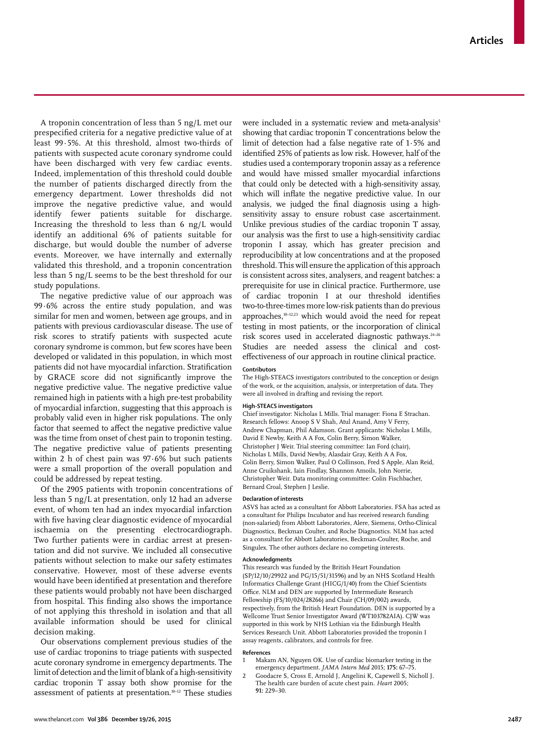A troponin concentration of less than 5 ng/L met our prespecified criteria for a negative predictive value of at least 99·5%. At this threshold, almost two-thirds of patients with suspected acute coronary syndrome could have been discharged with very few cardiac events. Indeed, implementation of this threshold could double the number of patients discharged directly from the emergency department. Lower thresholds did not improve the negative predictive value, and would identify fewer patients suitable for discharge. Increasing the threshold to less than 6 ng/L would identify an additional 6% of patients suitable for discharge, but would double the number of adverse events. Moreover, we have internally and externally validated this threshold, and a troponin concentration less than 5 ng/L seems to be the best threshold for our study populations.

The negative predictive value of our approach was 99·6% across the entire study population, and was similar for men and women, between age groups, and in patients with previous cardiovascular disease. The use of risk scores to stratify patients with suspected acute coronary syndrome is common, but few scores have been developed or validated in this population, in which most patients did not have myocardial infarction. Stratification by GRACE score did not significantly improve the negative predictive value. The negative predictive value remained high in patients with a high pre-test probability of myocardial infarction, suggesting that this approach is probably valid even in higher risk populations. The only factor that seemed to affect the negative predictive value was the time from onset of chest pain to troponin testing. The negative predictive value of patients presenting within 2 h of chest pain was 97·6% but such patients were a small proportion of the overall population and could be addressed by repeat testing.

Of the 2905 patients with troponin concentrations of less than 5 ng/L at presentation, only 12 had an adverse event, of whom ten had an index myocardial infarction with five having clear diagnostic evidence of myocardial ischaemia on the presenting electrocardiograph. Two further patients were in cardiac arrest at presentation and did not survive. We included all consecutive patients without selection to make our safety estimates conservative. However, most of these adverse events would have been identified at presentation and therefore these patients would probably not have been discharged from hospital. This finding also shows the importance of not applying this threshold in isolation and that all available information should be used for clinical decision making.

Our observations complement previous studies of the use of cardiac troponins to triage patients with suspected acute coronary syndrome in emergency departments. The limit of detection and the limit of blank of a high-sensitivity cardiac troponin T assay both show promise for the assessment of patients at presentation.[10–12] These studies were included in a systematic review and meta-analysis[5] showing that cardiac troponin T concentrations below the limit of detection had a false negative rate of 1·5% and identified 25% of patients as low risk. However, half of the studies used a contemporary troponin assay as a reference and would have missed smaller myocardial infarctions that could only be detected with a high-sensitivity assay, which will inflate the negative predictive value. In our analysis, we judged the final diagnosis using a high-sensitivity assay to ensure robust case ascertainment. Unlike previous studies of the cardiac troponin T assay, our analysis was the first to use a high-sensitivity cardiac troponin I assay, which has greater precision and reproducibility at low concentrations and at the proposed threshold. This will ensure the application of this approach is consistent across sites, analysers, and reagent batches: a prerequisite for use in clinical practice. Furthermore, use of cardiac troponin I at our threshold identifies two-to-three-times more low-risk patients than do previous approaches,[10–12,23] which would avoid the need for repeat testing in most patients, or the incorporation of clinical risk scores used in accelerated diagnostic pathways.[24–26] Studies are needed assess the clinical and cost-effectiveness of our approach in routine clinical practice.

#### Contributors

The High-STEACS investigators contributed to the conception or design of the work, or the acquisition, analysis, or interpretation of data. They were all involved in drafting and revising the report.

#### High-STEACS investigators

Chief investigator: Nicholas L Mills. Trial manager: Fiona E Strachan. Research fellows: Anoop S V Shah, Atul Anand, Amy V Ferry, Andrew Chapman, Phil Adamson. Grant applicants: Nicholas L Mills, David E Newby, Keith A A Fox, Colin Berry, Simon Walker, Christopher J Weir. Trial steering committee: Ian Ford (chair), Nicholas L Mills, David Newby, Alasdair Gray, Keith A A Fox, Colin Berry, Simon Walker, Paul O Collinson, Fred S Apple, Alan Reid, Anne Cruikshank, Iain Findlay, Shannon Amoils, John Norrie, Christopher Weir. Data monitoring committee: Colin Fischbacher, Bernard Croal, Stephen J Leslie.

#### Declaration of interests

ASVS has acted as a consultant for Abbott Laboratories. FSA has acted as a consultant for Philips Incubator and has received research funding (non-salaried) from Abbott Laboratories, Alere, Siemens, Ortho-Clinical Diagnostics, Beckman Coulter, and Roche Diagnostics. NLM has acted as a consultant for Abbott Laboratories, Beckman-Coulter, Roche, and Singulex. The other authors declare no competing interests.

#### Acknowledgments

This research was funded by the British Heart Foundation (SP/12/10/29922 and PG/15/51/31596) and by an NHS Scotland Health Informatics Challenge Grant (HICG/1/40) from the Chief Scientists Office. NLM and DEN are supported by Intermediate Research Fellowship (FS/10/024/28266) and Chair (CH/09/002) awards, respectively, from the British Heart Foundation. DEN is supported by a Wellcome Trust Senior Investigator Award (WT103782AIA). CJW was supported in this work by NHS Lothian via the Edinburgh Health Services Research Unit. Abbott Laboratories provided the troponin I assay reagents, calibrators, and controls for free.

#### References

1. Makam AN, Nguyen OK. Use of cardiac biomarker testing in the emergency department. *JAMA Intern Med* 2015; **175:** 67–75.
2. Goodacre S, Cross E, Arnold J, Angelini K, Capewell S, Nicholl J. The health care burden of acute chest pain. *Heart* 2005; **91:** 229–30.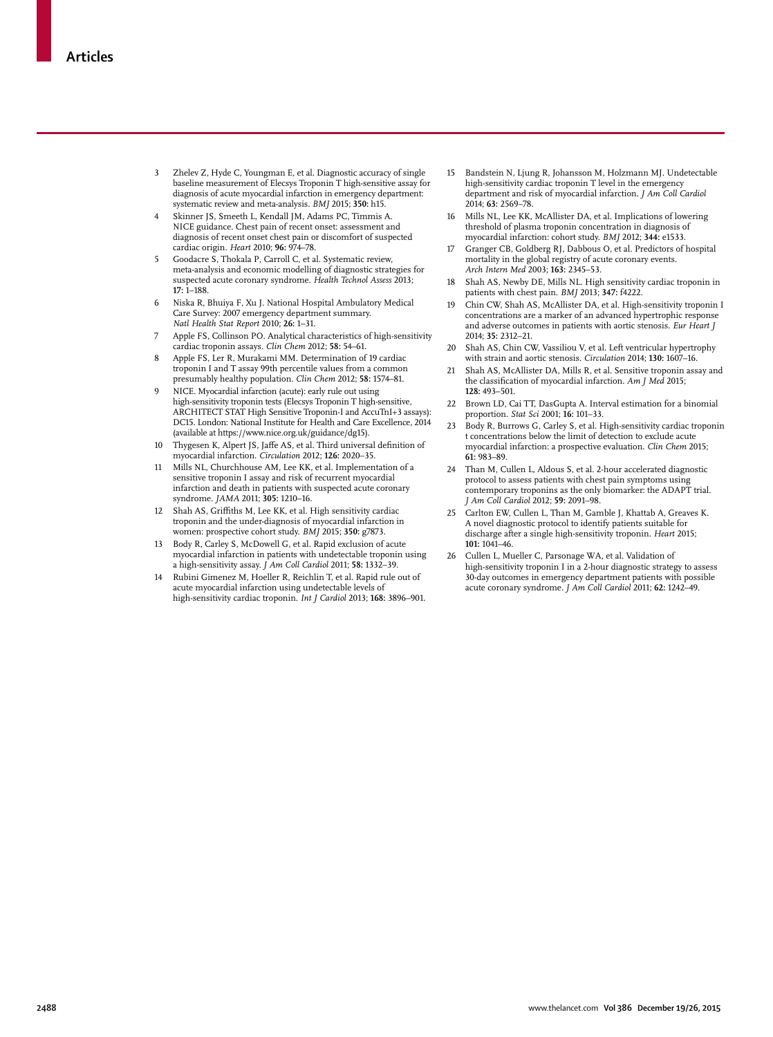3 Zhelev Z, Hyde C, Youngman E, et al. Diagnostic accuracy of single baseline measurement of Elecsys Troponin T high-sensitive assay for diagnosis of acute myocardial infarction in emergency department: systematic review and meta-analysis. *BMJ* 2015; **350:** h15.

4 Skinner JS, Smeeth L, Kendall JM, Adams PC, Timmis A. NICE guidance. Chest pain of recent onset: assessment and diagnosis of recent onset chest pain or discomfort of suspected cardiac origin. *Heart* 2010; **96:** 974–78.

5 Goodacre S, Thokala P, Carroll C, et al. Systematic review, meta-analysis and economic modelling of diagnostic strategies for suspected acute coronary syndrome. *Health Technol Assess* 2013; **17:** 1–188.

6 Niska R, Bhuiya F, Xu J. National Hospital Ambulatory Medical Care Survey: 2007 emergency department summary. *Natl Health Stat Report* 2010; **26:** 1–31.

7 Apple FS, Collinson PO. Analytical characteristics of high-sensitivity cardiac troponin assays. *Clin Chem* 2012; **58:** 54–61.

8 Apple FS, Ler R, Murakami MM. Determination of 19 cardiac troponin I and T assay 99th percentile values from a common presumably healthy population. *Clin Chem* 2012; **58:** 1574–81.

9 NICE. Myocardial infarction (acute): early rule out using high-sensitivity troponin tests (Elecsys Troponin T high-sensitive, ARCHITECT STAT High Sensitive Troponin-I and AccuTnI+3 assays): DG15. London: National Institute for Health and Care Excellence, 2014 (available at https://www.nice.org.uk/guidance/dg15).

10 Thygesen K, Alpert JS, Jaffe AS, et al. Third universal definition of myocardial infarction. *Circulation* 2012; **126:** 2020–35.

11 Mills NL, Churchhouse AM, Lee KK, et al. Implementation of a sensitive troponin I assay and risk of recurrent myocardial infarction and death in patients with suspected acute coronary syndrome. *JAMA* 2011; **305:** 1210–16.

12 Shah AS, Griffiths M, Lee KK, et al. High sensitivity cardiac troponin and the under-diagnosis of myocardial infarction in women: prospective cohort study. *BMJ* 2015; **350:** g7873.

13 Body R, Carley S, McDowell G, et al. Rapid exclusion of acute myocardial infarction in patients with undetectable troponin using a high-sensitivity assay. *J Am Coll Cardiol* 2011; **58:** 1332–39.

14 Rubini Gimenez M, Hoeller R, Reichlin T, et al. Rapid rule out of acute myocardial infarction using undetectable levels of high-sensitivity cardiac troponin. *Int J Cardiol* 2013; **168:** 3896–901.

15 Bandstein N, Ljung R, Johansson M, Holzmann MJ. Undetectable high-sensitivity cardiac troponin T level in the emergency department and risk of myocardial infarction. *J Am Coll Cardiol* 2014; **63:** 2569–78.

16 Mills NL, Lee KK, McAllister DA, et al. Implications of lowering threshold of plasma troponin concentration in diagnosis of myocardial infarction: cohort study. *BMJ* 2012; **344:** e1533.

17 Granger CB, Goldberg RJ, Dabbous O, et al. Predictors of hospital mortality in the global registry of acute coronary events. *Arch Intern Med* 2003; **163:** 2345–53.

18 Shah AS, Newby DE, Mills NL. High sensitivity cardiac troponin in patients with chest pain. *BMJ* 2013; **347:** f4222.

19 Chin CW, Shah AS, McAllister DA, et al. High-sensitivity troponin I concentrations are a marker of an advanced hypertrophic response and adverse outcomes in patients with aortic stenosis. *Eur Heart J* 2014; **35:** 2312–21.

20 Shah AS, Chin CW, Vassiliou V, et al. Left ventricular hypertrophy with strain and aortic stenosis. *Circulation* 2014; **130:** 1607–16.

21 Shah AS, McAllister DA, Mills R, et al. Sensitive troponin assay and the classification of myocardial infarction. *Am J Med* 2015; **128:** 493–501.

22 Brown LD, Cai TT, DasGupta A. Interval estimation for a binomial proportion. *Stat Sci* 2001; **16:** 101–33.

23 Body R, Burrows G, Carley S, et al. High-sensitivity cardiac troponin t concentrations below the limit of detection to exclude acute myocardial infarction: a prospective evaluation. *Clin Chem* 2015; **61:** 983–89.

24 Than M, Cullen L, Aldous S, et al. 2-hour accelerated diagnostic protocol to assess patients with chest pain symptoms using contemporary troponins as the only biomarker: the ADAPT trial. *J Am Coll Cardiol* 2012; **59:** 2091–98.

25 Carlton EW, Cullen L, Than M, Gamble J, Khattab A, Greaves K. A novel diagnostic protocol to identify patients suitable for discharge after a single high-sensitivity troponin. *Heart* 2015; **101:** 1041–46.

26 Cullen L, Mueller C, Parsonage WA, et al. Validation of high-sensitivity troponin I in a 2-hour diagnostic strategy to assess 30-day outcomes in emergency department patients with possible acute coronary syndrome. *J Am Coll Cardiol* 2011; **62:** 1242–49.